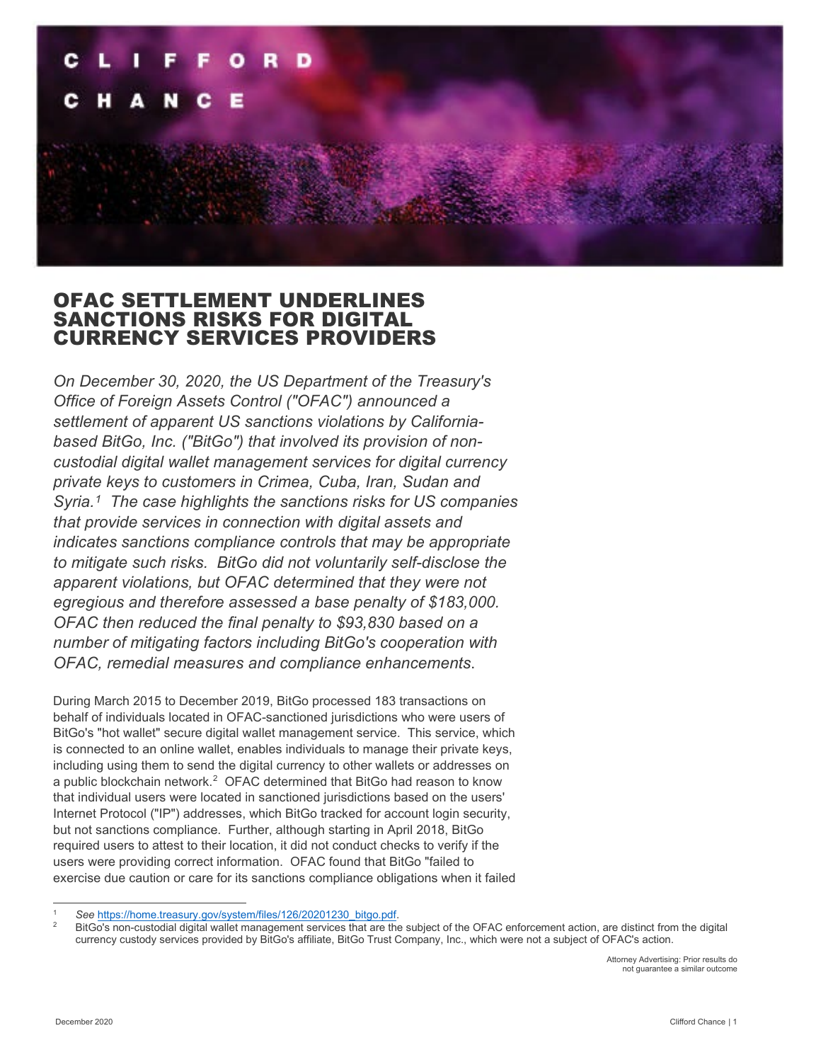CLIFFORD

CHANCE

# OFAC SETTLEMENT UNDERLINES SANCTIONS RISKS FOR DIGITAL CURRENCY SERVICES PROVIDERS

*On December 30, 2020, the US Department of the Treasury's Office of Foreign Assets Control ("OFAC") announced a settlement of apparent US sanctions violations by California-based BitGo, Inc. ("BitGo") that involved its provision of non-custodial digital wallet management services for digital currency private keys to customers in Crimea, Cuba, Iran, Sudan and Syria.[1] The case highlights the sanctions risks for US companies that provide services in connection with digital assets and indicates sanctions compliance controls that may be appropriate to mitigate such risks. BitGo did not voluntarily self-disclose the apparent violations, but OFAC determined that they were not egregious and therefore assessed a base penalty of $183,000. OFAC then reduced the final penalty to $93,830 based on a number of mitigating factors including BitGo's cooperation with OFAC, remedial measures and compliance enhancements.*

During March 2015 to December 2019, BitGo processed 183 transactions on behalf of individuals located in OFAC-sanctioned jurisdictions who were users of BitGo's "hot wallet" secure digital wallet management service. This service, which is connected to an online wallet, enables individuals to manage their private keys, including using them to send the digital currency to other wallets or addresses on a public blockchain network.[2] OFAC determined that BitGo had reason to know that individual users were located in sanctioned jurisdictions based on the users' Internet Protocol ("IP") addresses, which BitGo tracked for account login security, but not sanctions compliance. Further, although starting in April 2018, BitGo required users to attest to their location, it did not conduct checks to verify if the users were providing correct information. OFAC found that BitGo "failed to exercise due caution or care for its sanctions compliance obligations when it failed

---

[1] *See* https://home.treasury.gov/system/files/126/20201230_bitgo.pdf.

[2] BitGo's non-custodial digital wallet management services that are the subject of the OFAC enforcement action, are distinct from the digital currency custody services provided by BitGo's affiliate, BitGo Trust Company, Inc., which were not a subject of OFAC's action.

Attorney Advertising: Prior results do not guarantee a similar outcome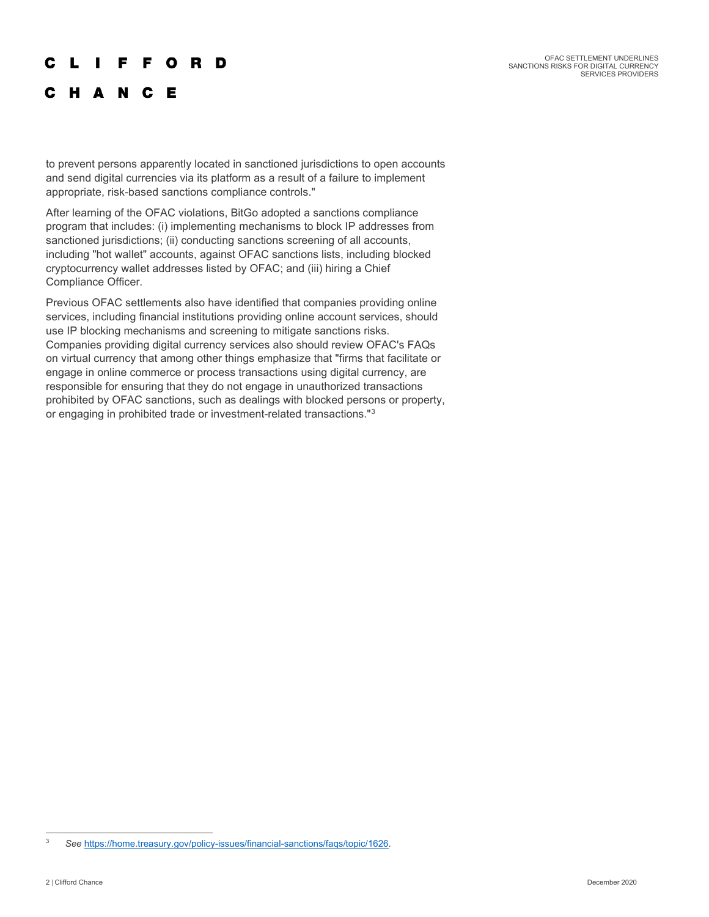to prevent persons apparently located in sanctioned jurisdictions to open accounts and send digital currencies via its platform as a result of a failure to implement appropriate, risk-based sanctions compliance controls."

After learning of the OFAC violations, BitGo adopted a sanctions compliance program that includes: (i) implementing mechanisms to block IP addresses from sanctioned jurisdictions; (ii) conducting sanctions screening of all accounts, including "hot wallet" accounts, against OFAC sanctions lists, including blocked cryptocurrency wallet addresses listed by OFAC; and (iii) hiring a Chief Compliance Officer.

Previous OFAC settlements also have identified that companies providing online services, including financial institutions providing online account services, should use IP blocking mechanisms and screening to mitigate sanctions risks. Companies providing digital currency services also should review OFAC's FAQs on virtual currency that among other things emphasize that "firms that facilitate or engage in online commerce or process transactions using digital currency, are responsible for ensuring that they do not engage in unauthorized transactions prohibited by OFAC sanctions, such as dealings with blocked persons or property, or engaging in prohibited trade or investment-related transactions."[3]

---

[3] *See* https://home.treasury.gov/policy-issues/financial-sanctions/faqs/topic/1626.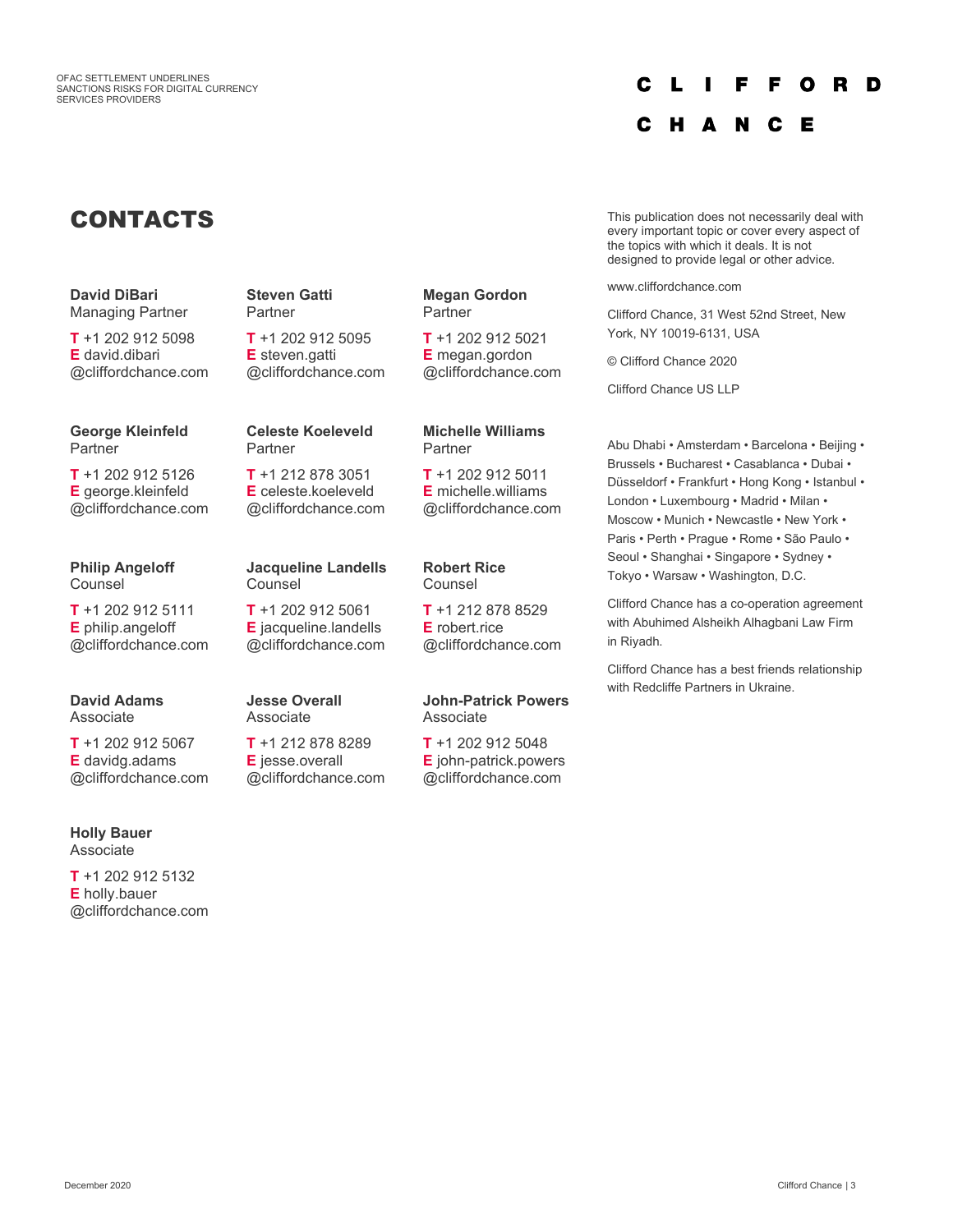## CONTACTS

**David DiBari**
Managing Partner

**T** +1 202 912 5098
**E** david.dibari
@cliffordchance.com

**Steven Gatti**
Partner

**T** +1 202 912 5095
**E** steven.gatti
@cliffordchance.com

**Megan Gordon**
Partner

**T** +1 202 912 5021
**E** megan.gordon
@cliffordchance.com

**George Kleinfeld**
Partner

**T** +1 202 912 5126
**E** george.kleinfeld
@cliffordchance.com

**Celeste Koeleveld**
Partner

**T** +1 212 878 3051
**E** celeste.koeleveld
@cliffordchance.com

**Michelle Williams**
Partner

**T** +1 202 912 5011
**E** michelle.williams
@cliffordchance.com

**Philip Angeloff**
Counsel

**T** +1 202 912 5111
**E** philip.angeloff
@cliffordchance.com

**Jacqueline Landells**
Counsel

**T** +1 202 912 5061
**E** jacqueline.landells
@cliffordchance.com

**Robert Rice**
Counsel

**T** +1 212 878 8529
**E** robert.rice
@cliffordchance.com

**David Adams**
Associate

**T** +1 202 912 5067
**E** davidg.adams
@cliffordchance.com

**Jesse Overall**
Associate

**T** +1 212 878 8289
**E** jesse.overall
@cliffordchance.com

**John-Patrick Powers**
Associate

**T** +1 202 912 5048
**E** john-patrick.powers
@cliffordchance.com

**Holly Bauer**
Associate

**T** +1 202 912 5132
**E** holly.bauer
@cliffordchance.com

This publication does not necessarily deal with every important topic or cover every aspect of the topics with which it deals. It is not designed to provide legal or other advice.

www.cliffordchance.com

Clifford Chance, 31 West 52nd Street, New York, NY 10019-6131, USA

© Clifford Chance 2020

Clifford Chance US LLP

Abu Dhabi • Amsterdam • Barcelona • Beijing • Brussels • Bucharest • Casablanca • Dubai • Düsseldorf • Frankfurt • Hong Kong • Istanbul • London • Luxembourg • Madrid • Milan • Moscow • Munich • Newcastle • New York • Paris • Perth • Prague • Rome • São Paulo • Seoul • Shanghai • Singapore • Sydney • Tokyo • Warsaw • Washington, D.C.

Clifford Chance has a co-operation agreement with Abuhimed Alsheikh Alhagbani Law Firm in Riyadh.

Clifford Chance has a best friends relationship with Redcliffe Partners in Ukraine.